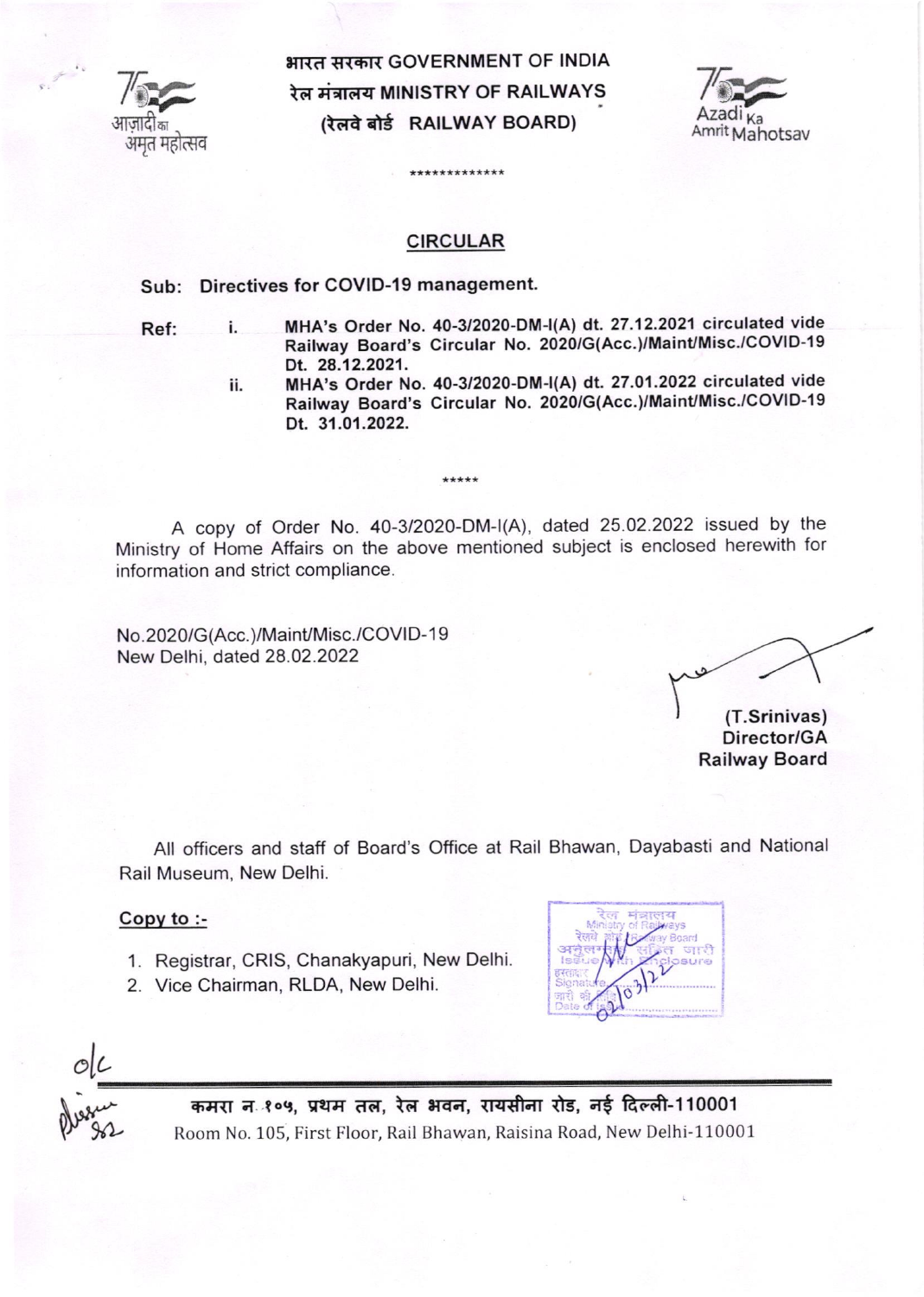भारत सरकार GOVERNMENT OF INDIA
रेल मंत्रालय MINISTRY OF RAILWAYS
(रेलवे बोर्ड RAILWAY BOARD)

आज़ादी का अमृत महोत्सव

Azadi Ka Amrit Mahotsav

*************

## CIRCULAR

**Sub: Directives for COVID-19 management.**

**Ref:**

i. **MHA's Order No. 40-3/2020-DM-I(A) dt. 27.12.2021 circulated vide Railway Board's Circular No. 2020/G(Acc.)/Maint/Misc./COVID-19 Dt. 28.12.2021.**

ii. **MHA's Order No. 40-3/2020-DM-I(A) dt. 27.01.2022 circulated vide Railway Board's Circular No. 2020/G(Acc.)/Maint/Misc./COVID-19 Dt. 31.01.2022.**

*****

A copy of Order No. 40-3/2020-DM-I(A), dated 25.02.2022 issued by the Ministry of Home Affairs on the above mentioned subject is enclosed herewith for information and strict compliance.

No.2020/G(Acc.)/Maint/Misc./COVID-19
New Delhi, dated 28.02.2022

**(T.Srinivas)**
**Director/GA**
**Railway Board**

All officers and staff of Board's Office at Rail Bhawan, Dayabasti and National Rail Museum, New Delhi.

**Copy to :-**

1. Registrar, CRIS, Chanakyapuri, New Delhi.
2. Vice Chairman, RLDA, New Delhi.

रेल मंत्रालय / Ministry of Railways
रेलवे बोर्ड / Railway Board
अनुलग्नक सहित जारी / Issue with Enclosure
हस्ताक्षर / Signature
जारी की तिथि / Date of Issue 02/03/22

कमरा न. १०५, प्रथम तल, रेल भवन, रायसीना रोड, नई दिल्ली-110001
Room No. 105, First Floor, Rail Bhawan, Raisina Road, New Delhi-110001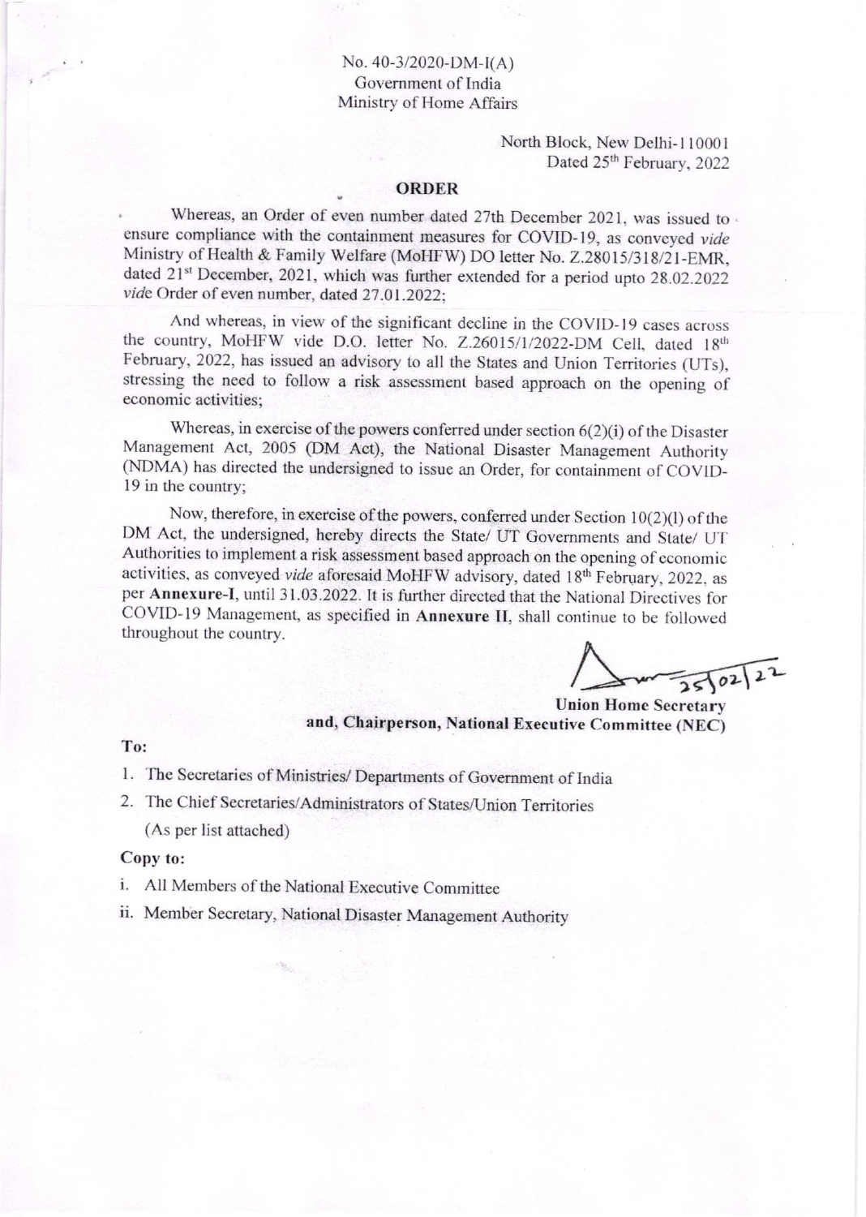No. 40-3/2020-DM-I(A)
Government of India
Ministry of Home Affairs

North Block, New Delhi-110001
Dated 25th February, 2022

## ORDER

Whereas, an Order of even number dated 27th December 2021, was issued to ensure compliance with the containment measures for COVID-19, as conveyed *vide* Ministry of Health & Family Welfare (MoHFW) DO letter No. Z.28015/318/21-EMR, dated 21st December, 2021, which was further extended for a period upto 28.02.2022 *vide* Order of even number, dated 27.01.2022;

And whereas, in view of the significant decline in the COVID-19 cases across the country, MoHFW vide D.O. letter No. Z.26015/1/2022-DM Cell, dated 18th February, 2022, has issued an advisory to all the States and Union Territories (UTs), stressing the need to follow a risk assessment based approach on the opening of economic activities;

Whereas, in exercise of the powers conferred under section 6(2)(i) of the Disaster Management Act, 2005 (DM Act), the National Disaster Management Authority (NDMA) has directed the undersigned to issue an Order, for containment of COVID-19 in the country;

Now, therefore, in exercise of the powers, conferred under Section 10(2)(l) of the DM Act, the undersigned, hereby directs the State/ UT Governments and State/ UT Authorities to implement a risk assessment based approach on the opening of economic activities, as conveyed *vide* aforesaid MoHFW advisory, dated 18th February, 2022, as per **Annexure-I**, until 31.03.2022. It is further directed that the National Directives for COVID-19 Management, as specified in **Annexure II**, shall continue to be followed throughout the country.

25/02/22

**Union Home Secretary**
**and, Chairperson, National Executive Committee (NEC)**

**To:**

1. The Secretaries of Ministries/ Departments of Government of India
2. The Chief Secretaries/Administrators of States/Union Territories

   (As per list attached)

**Copy to:**

i. All Members of the National Executive Committee
ii. Member Secretary, National Disaster Management Authority